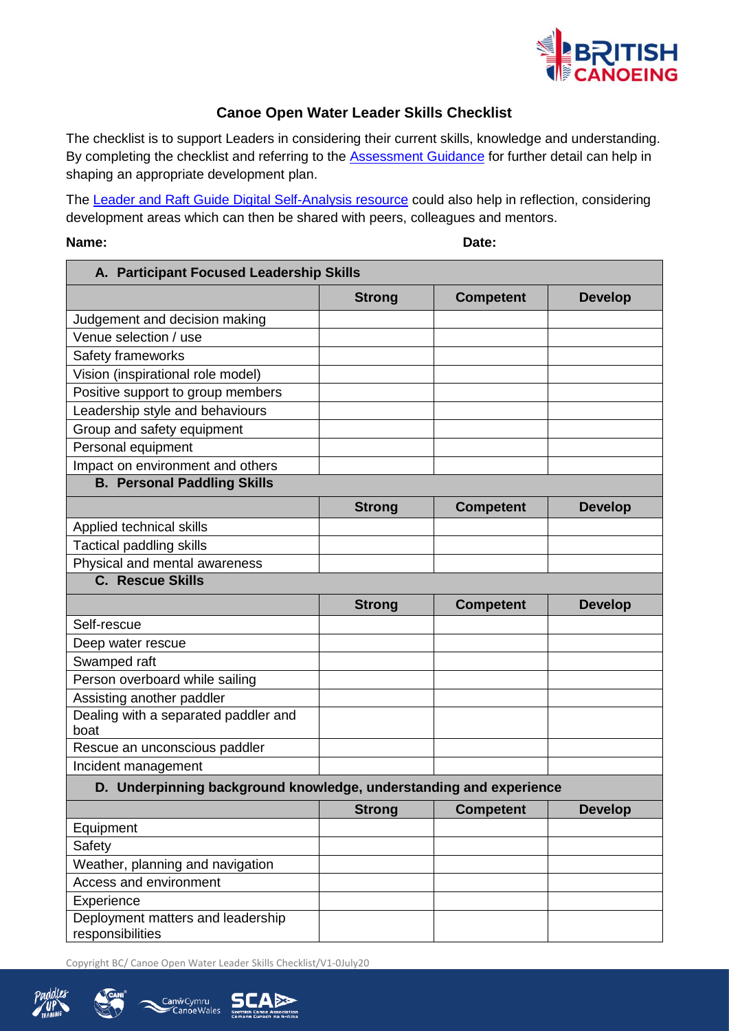# Canoe Open Water Leader Skills Checklist

The checklist is to support Leaders in considering their current skills, knowledge and understanding. By completing the checklist and referring to the Assessment Guidance for further detail can help in shaping an appropriate development plan.

The Leader and Raft Guide Digital Self-Analysis resource could also help in reflection, considering development areas which can then be shared with peers, colleagues and mentors.

**Name:** **Date:**

| **A. Participant Focused Leadership Skills** | | | |
|---|---|---|---|
| | **Strong** | **Competent** | **Develop** |
| Judgement and decision making | | | |
| Venue selection / use | | | |
| Safety frameworks | | | |
| Vision (inspirational role model) | | | |
| Positive support to group members | | | |
| Leadership style and behaviours | | | |
| Group and safety equipment | | | |
| Personal equipment | | | |
| Impact on environment and others | | | |
| **B. Personal Paddling Skills** | | | |
| | **Strong** | **Competent** | **Develop** |
| Applied technical skills | | | |
| Tactical paddling skills | | | |
| Physical and mental awareness | | | |
| **C. Rescue Skills** | | | |
| | **Strong** | **Competent** | **Develop** |
| Self-rescue | | | |
| Deep water rescue | | | |
| Swamped raft | | | |
| Person overboard while sailing | | | |
| Assisting another paddler | | | |
| Dealing with a separated paddler and boat | | | |
| Rescue an unconscious paddler | | | |
| Incident management | | | |
| **D. Underpinning background knowledge, understanding and experience** | | | |
| | **Strong** | **Competent** | **Develop** |
| Equipment | | | |
| Safety | | | |
| Weather, planning and navigation | | | |
| Access and environment | | | |
| Experience | | | |
| Deployment matters and leadership responsibilities | | | |

Copyright BC/ Canoe Open Water Leader Skills Checklist/V1-0July20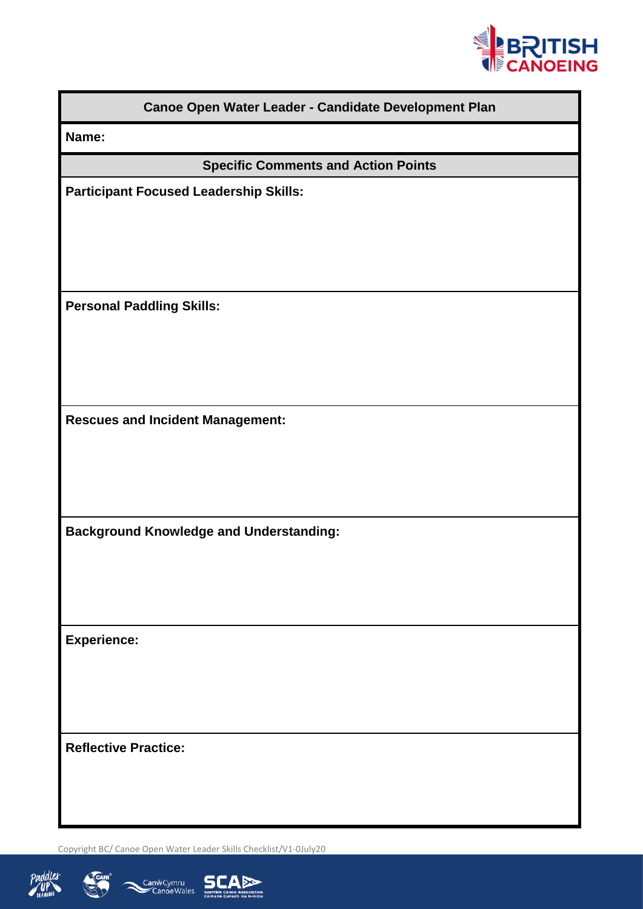| Canoe Open Water Leader - Candidate Development Plan |
| --- |
| **Name:** |
| **Specific Comments and Action Points** |
| **Participant Focused Leadership Skills:** |
| **Personal Paddling Skills:** |
| **Rescues and Incident Management:** |
| **Background Knowledge and Understanding:** |
| **Experience:** |
| **Reflective Practice:** |

Copyright BC/ Canoe Open Water Leader Skills Checklist/V1-0July20